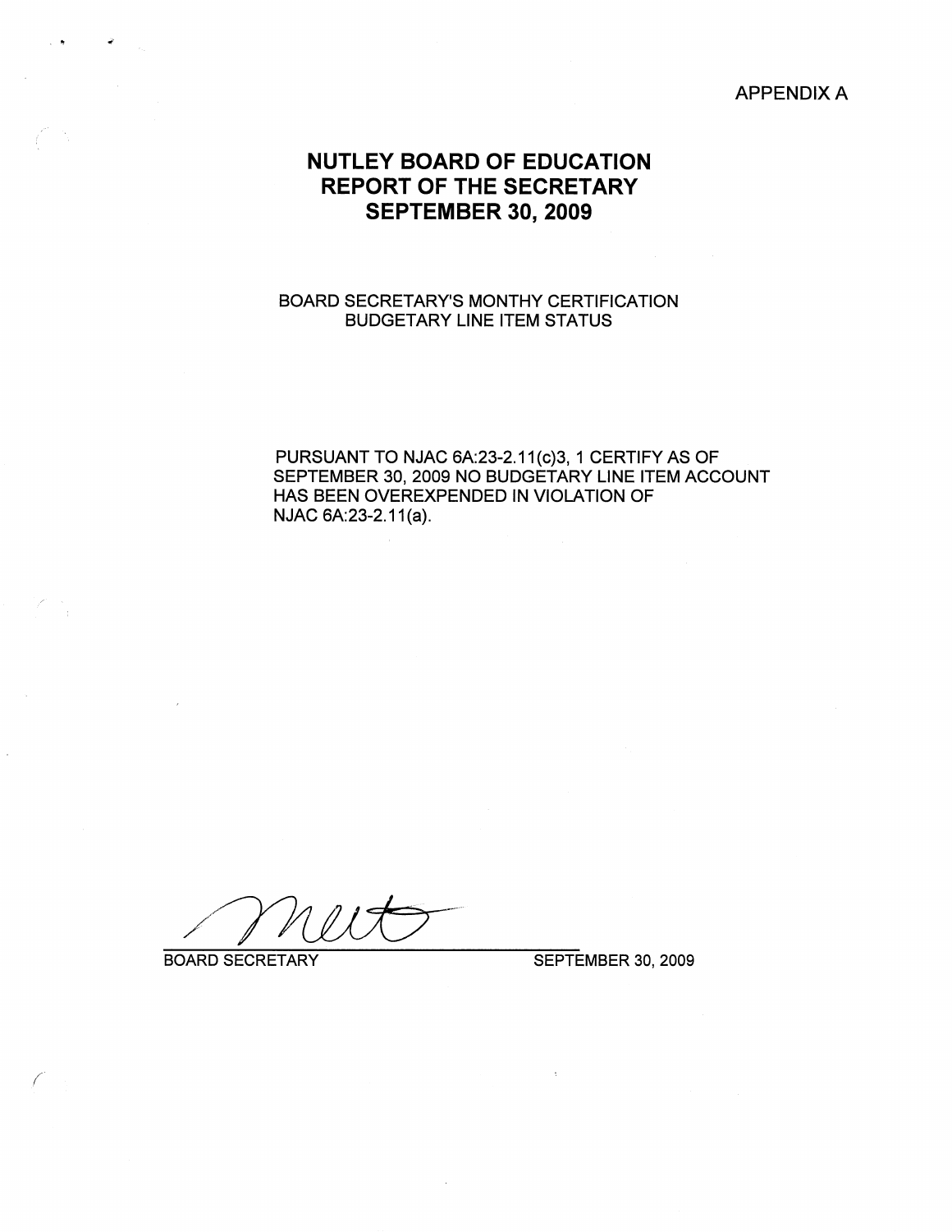APPENDIX A

# NUTLEY BOARD OF EDUCATION
# REPORT OF THE SECRETARY
# SEPTEMBER 30, 2009

BOARD SECRETARY'S MONTHY CERTIFICATION
BUDGETARY LINE ITEM STATUS

PURSUANT TO NJAC 6A:23-2.11(c)3, 1 CERTIFY AS OF SEPTEMBER 30, 2009 NO BUDGETARY LINE ITEM ACCOUNT HAS BEEN OVEREXPENDED IN VIOLATION OF NJAC 6A:23-2.11(a).

BOARD SECRETARY SEPTEMBER 30, 2009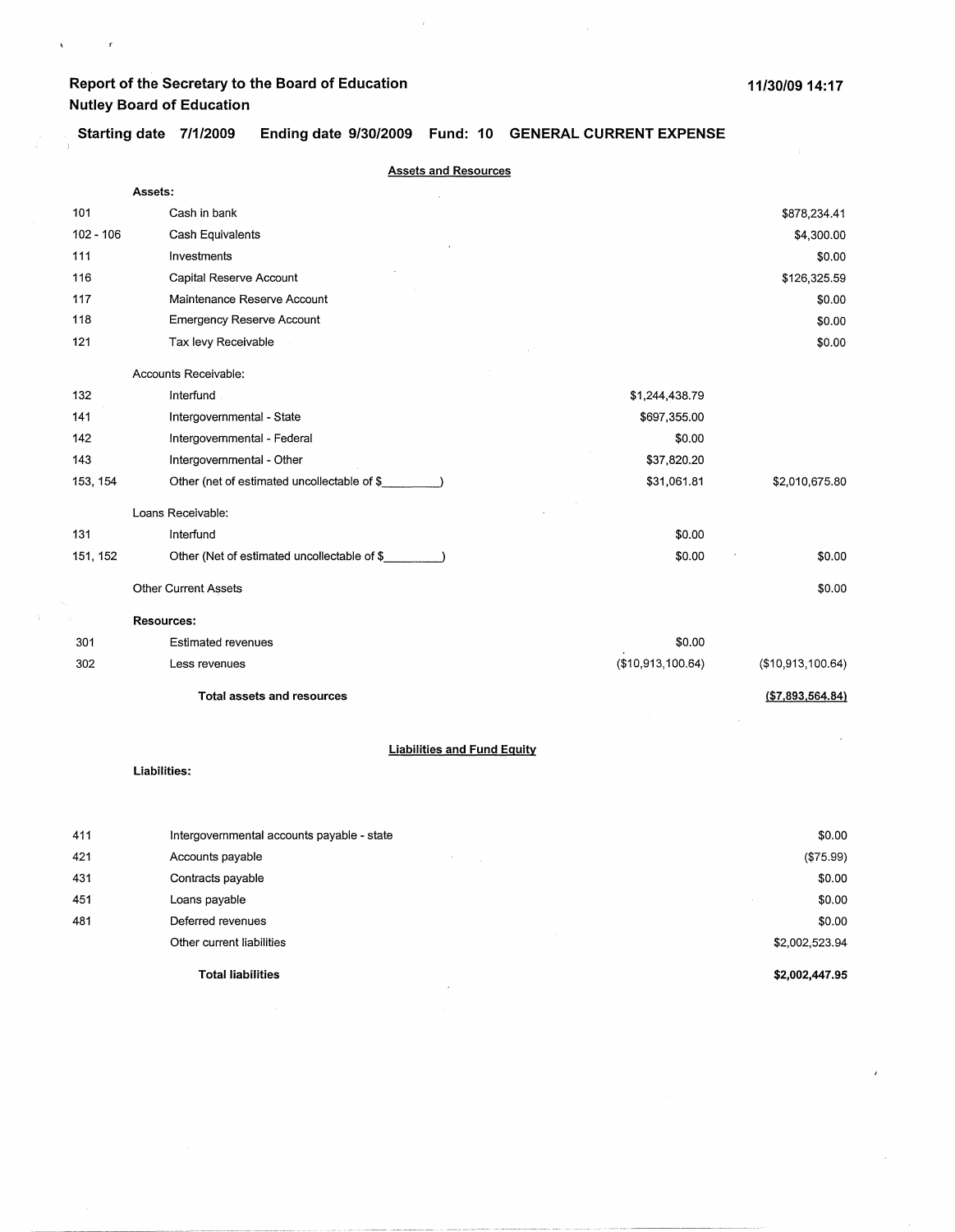**Report of the Secretary to the Board of Education**
**Nutley Board of Education**

**11/30/09 14:17**

**Starting date 7/1/2009 Ending date 9/30/2009 Fund: 10 GENERAL CURRENT EXPENSE**

## Assets and Resources

| | | | |
|---|---|---|---|
| | **Assets:** | | |
| 101 | Cash in bank | | $878,234.41 |
| 102 - 106 | Cash Equivalents | | $4,300.00 |
| 111 | Investments | | $0.00 |
| 116 | Capital Reserve Account | | $126,325.59 |
| 117 | Maintenance Reserve Account | | $0.00 |
| 118 | Emergency Reserve Account | | $0.00 |
| 121 | Tax levy Receivable | | $0.00 |
| | Accounts Receivable: | | |
| 132 | Interfund | $1,244,438.79 | |
| 141 | Intergovernmental - State | $697,355.00 | |
| 142 | Intergovernmental - Federal | $0.00 | |
| 143 | Intergovernmental - Other | $37,820.20 | |
| 153, 154 | Other (net of estimated uncollectable of $_________) | $31,061.81 | $2,010,675.80 |
| | Loans Receivable: | | |
| 131 | Interfund | $0.00 | |
| 151, 152 | Other (Net of estimated uncollectable of $_________) | $0.00 | $0.00 |
| | Other Current Assets | | $0.00 |
| | **Resources:** | | |
| 301 | Estimated revenues | $0.00 | |
| 302 | Less revenues | ($10,913,100.64) | ($10,913,100.64) |
| | **Total assets and resources** | | **($7,893,564.84)** |

## Liabilities and Fund Equity

**Liabilities:**

| | | |
|---|---|---|
| 411 | Intergovernmental accounts payable - state | $0.00 |
| 421 | Accounts payable | ($75.99) |
| 431 | Contracts payable | $0.00 |
| 451 | Loans payable | $0.00 |
| 481 | Deferred revenues | $0.00 |
| | Other current liabilities | $2,002,523.94 |
| | **Total liabilities** | **$2,002,447.95** |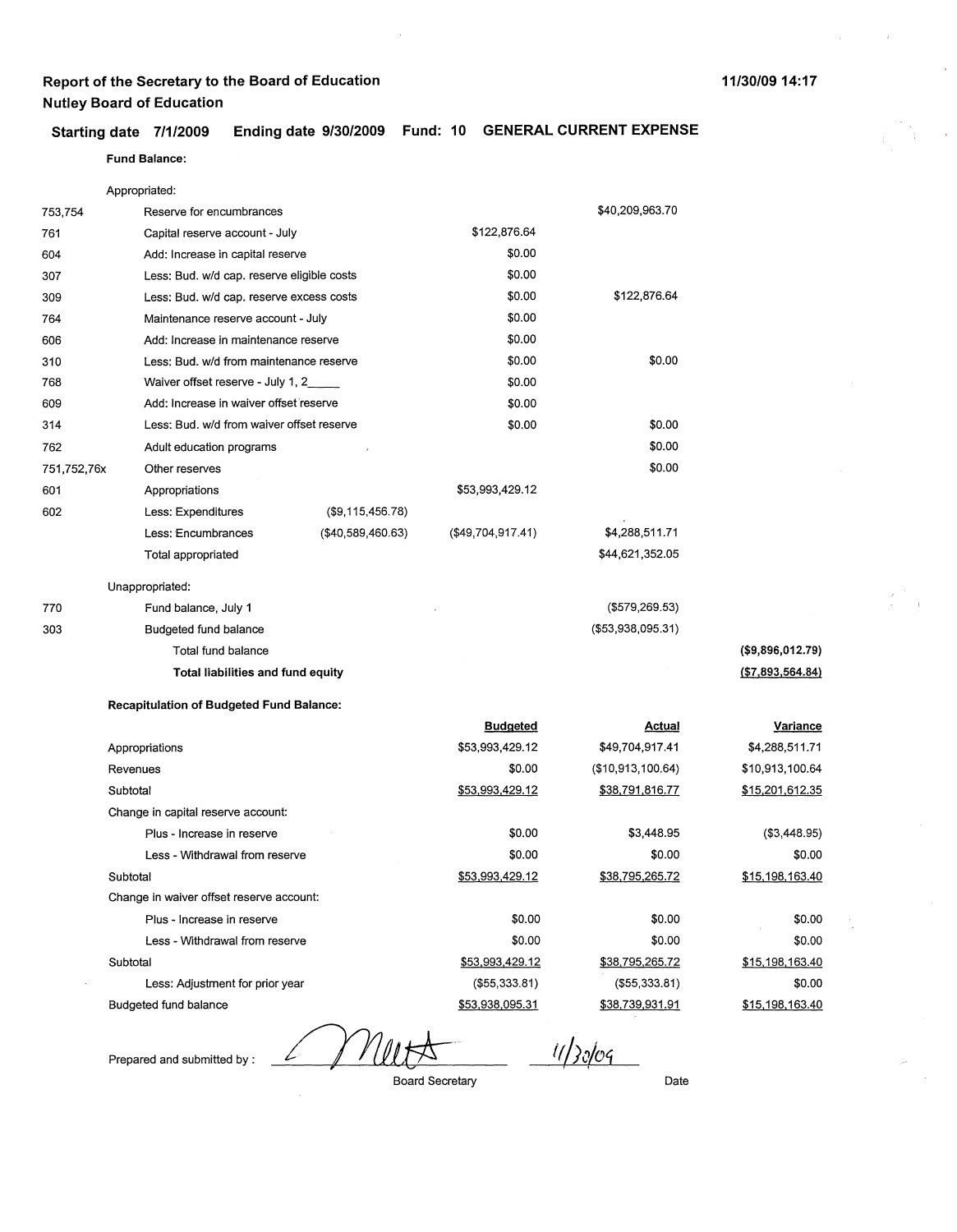**Report of the Secretary to the Board of Education**
**Nutley Board of Education**

11/30/09 14:17

**Starting date 7/1/2009 Ending date 9/30/2009 Fund: 10 GENERAL CURRENT EXPENSE**

**Fund Balance:**

| | | | | | |
|---|---|---|---|---|---|
| | Appropriated: | | | | |
| 753,754 | Reserve for encumbrances | | | $40,209,963.70 | |
| 761 | Capital reserve account - July | | $122,876.64 | | |
| 604 | Add: Increase in capital reserve | | $0.00 | | |
| 307 | Less: Bud. w/d cap. reserve eligible costs | | $0.00 | | |
| 309 | Less: Bud. w/d cap. reserve excess costs | | $0.00 | $122,876.64 | |
| 764 | Maintenance reserve account - July | | $0.00 | | |
| 606 | Add: Increase in maintenance reserve | | $0.00 | | |
| 310 | Less: Bud. w/d from maintenance reserve | | $0.00 | $0.00 | |
| 768 | Waiver offset reserve - July 1, 2_____ | | $0.00 | | |
| 609 | Add: Increase in waiver offset reserve | | $0.00 | | |
| 314 | Less: Bud. w/d from waiver offset reserve | | $0.00 | $0.00 | |
| 762 | Adult education programs | | | $0.00 | |
| 751,752,76x | Other reserves | | | $0.00 | |
| 601 | Appropriations | | $53,993,429.12 | | |
| 602 | Less: Expenditures | ($9,115,456.78) | | | |
| | Less: Encumbrances | ($40,589,460.63) | ($49,704,917.41) | $4,288,511.71 | |
| | Total appropriated | | | $44,621,352.05 | |
| | Unappropriated: | | | | |
| 770 | Fund balance, July 1 | | | ($579,269.53) | |
| 303 | Budgeted fund balance | | | ($53,938,095.31) | |
| | Total fund balance | | | | **($9,896,012.79)** |
| | **Total liabilities and fund equity** | | | | **($7,893,564.84)** |

**Recapitulation of Budgeted Fund Balance:**

| | Budgeted | Actual | Variance |
|---|---|---|---|
| Appropriations | $53,993,429.12 | $49,704,917.41 | $4,288,511.71 |
| Revenues | $0.00 | ($10,913,100.64) | $10,913,100.64 |
| Subtotal | $53,993,429.12 | $38,791,816.77 | $15,201,612.35 |
| Change in capital reserve account: | | | |
| Plus - Increase in reserve | $0.00 | $3,448.95 | ($3,448.95) |
| Less - Withdrawal from reserve | $0.00 | $0.00 | $0.00 |
| Subtotal | $53,993,429.12 | $38,795,265.72 | $15,198,163.40 |
| Change in waiver offset reserve account: | | | |
| Plus - Increase in reserve | $0.00 | $0.00 | $0.00 |
| Less - Withdrawal from reserve | $0.00 | $0.00 | $0.00 |
| Subtotal | $53,993,429.12 | $38,795,265.72 | $15,198,163.40 |
| Less: Adjustment for prior year | ($55,333.81) | ($55,333.81) | $0.00 |
| Budgeted fund balance | $53,938,095.31 | $38,739,931.91 | $15,198,163.40 |

Prepared and submitted by : ______________ 11/30/09

Board Secretary Date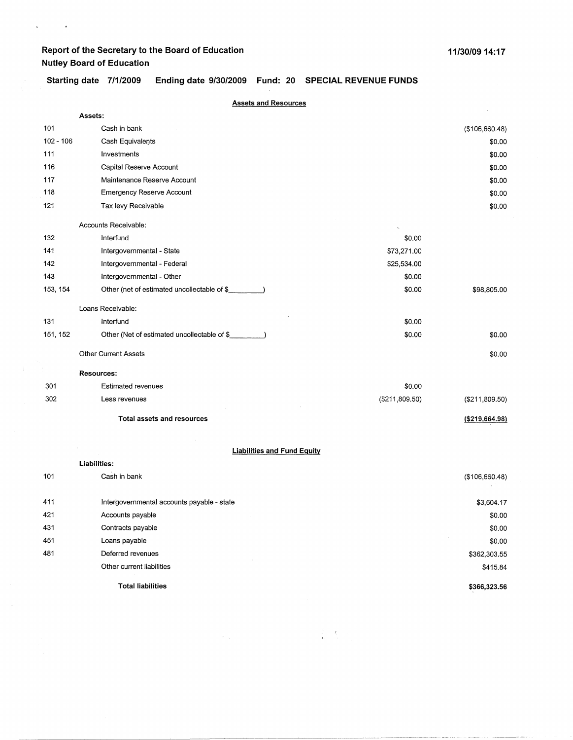## Report of the Secretary to the Board of Education
## Nutley Board of Education

11/30/09 14:17

**Starting date 7/1/2009 Ending date 9/30/2009 Fund: 20 SPECIAL REVENUE FUNDS**

### Assets and Resources

| Account | Description | | |
|---|---|---|---|
| | **Assets:** | | |
| 101 | Cash in bank | | ($106,660.48) |
| 102 - 106 | Cash Equivalents | | $0.00 |
| 111 | Investments | | $0.00 |
| 116 | Capital Reserve Account | | $0.00 |
| 117 | Maintenance Reserve Account | | $0.00 |
| 118 | Emergency Reserve Account | | $0.00 |
| 121 | Tax levy Receivable | | $0.00 |
| | Accounts Receivable: | | |
| 132 | Interfund | $0.00 | |
| 141 | Intergovernmental - State | $73,271.00 | |
| 142 | Intergovernmental - Federal | $25,534.00 | |
| 143 | Intergovernmental - Other | $0.00 | |
| 153, 154 | Other (net of estimated uncollectable of $________) | $0.00 | $98,805.00 |
| | Loans Receivable: | | |
| 131 | Interfund | $0.00 | |
| 151, 152 | Other (Net of estimated uncollectable of $________) | $0.00 | $0.00 |
| | Other Current Assets | | $0.00 |
| | **Resources:** | | |
| 301 | Estimated revenues | $0.00 | |
| 302 | Less revenues | ($211,809.50) | ($211,809.50) |
| | **Total assets and resources** | | **($219,664.98)** |

### Liabilities and Fund Equity

| Account | Description | |
|---|---|---|
| | **Liabilities:** | |
| 101 | Cash in bank | ($106,660.48) |
| 411 | Intergovernmental accounts payable - state | $3,604.17 |
| 421 | Accounts payable | $0.00 |
| 431 | Contracts payable | $0.00 |
| 451 | Loans payable | $0.00 |
| 481 | Deferred revenues | $362,303.55 |
| | Other current liabilities | $415.84 |
| | **Total liabilities** | **$366,323.56** |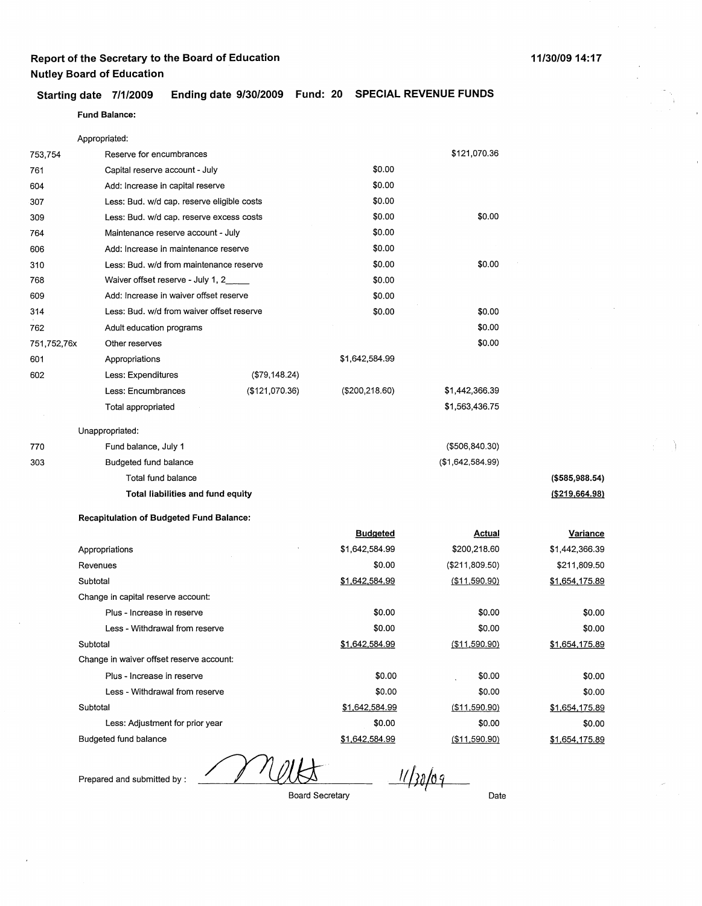# Report of the Secretary to the Board of Education

**Nutley Board of Education**

11/30/09 14:17

**Starting date 7/1/2009 Ending date 9/30/2009 Fund: 20 SPECIAL REVENUE FUNDS**

**Fund Balance:**

| | | | | | |
|---|---|---|---|---|---|
| | Appropriated: | | | | |
| 753,754 | Reserve for encumbrances | | | $121,070.36 | |
| 761 | Capital reserve account - July | | $0.00 | | |
| 604 | Add: Increase in capital reserve | | $0.00 | | |
| 307 | Less: Bud. w/d cap. reserve eligible costs | | $0.00 | | |
| 309 | Less: Bud. w/d cap. reserve excess costs | | $0.00 | $0.00 | |
| 764 | Maintenance reserve account - July | | $0.00 | | |
| 606 | Add: Increase in maintenance reserve | | $0.00 | | |
| 310 | Less: Bud. w/d from maintenance reserve | | $0.00 | $0.00 | |
| 768 | Waiver offset reserve - July 1, 2_____ | | $0.00 | | |
| 609 | Add: Increase in waiver offset reserve | | $0.00 | | |
| 314 | Less: Bud. w/d from waiver offset reserve | | $0.00 | $0.00 | |
| 762 | Adult education programs | | | $0.00 | |
| 751,752,76x | Other reserves | | | $0.00 | |
| 601 | Appropriations | | $1,642,584.99 | | |
| 602 | Less: Expenditures | ($79,148.24) | | | |
| | Less: Encumbrances | ($121,070.36) | ($200,218.60) | $1,442,366.39 | |
| | Total appropriated | | | $1,563,436.75 | |
| | Unappropriated: | | | | |
| 770 | Fund balance, July 1 | | | ($506,840.30) | |
| 303 | Budgeted fund balance | | | ($1,642,584.99) | |
| | Total fund balance | | | | **($585,988.54)** |
| | **Total liabilities and fund equity** | | | | **($219,664.98)** |

**Recapitulation of Budgeted Fund Balance:**

| | Budgeted | Actual | Variance |
|---|---|---|---|
| Appropriations | $1,642,584.99 | $200,218.60 | $1,442,366.39 |
| Revenues | $0.00 | ($211,809.50) | $211,809.50 |
| Subtotal | $1,642,584.99 | ($11,590.90) | $1,654,175.89 |
| Change in capital reserve account: | | | |
| Plus - Increase in reserve | $0.00 | $0.00 | $0.00 |
| Less - Withdrawal from reserve | $0.00 | $0.00 | $0.00 |
| Subtotal | $1,642,584.99 | ($11,590.90) | $1,654,175.89 |
| Change in waiver offset reserve account: | | | |
| Plus - Increase in reserve | $0.00 | $0.00 | $0.00 |
| Less - Withdrawal from reserve | $0.00 | $0.00 | $0.00 |
| Subtotal | $1,642,584.99 | ($11,590.90) | $1,654,175.89 |
| Less: Adjustment for prior year | $0.00 | $0.00 | $0.00 |
| Budgeted fund balance | $1,642,584.99 | ($11,590.90) | $1,654,175.89 |

Prepared and submitted by : _______________ 11/30/09

Board Secretary Date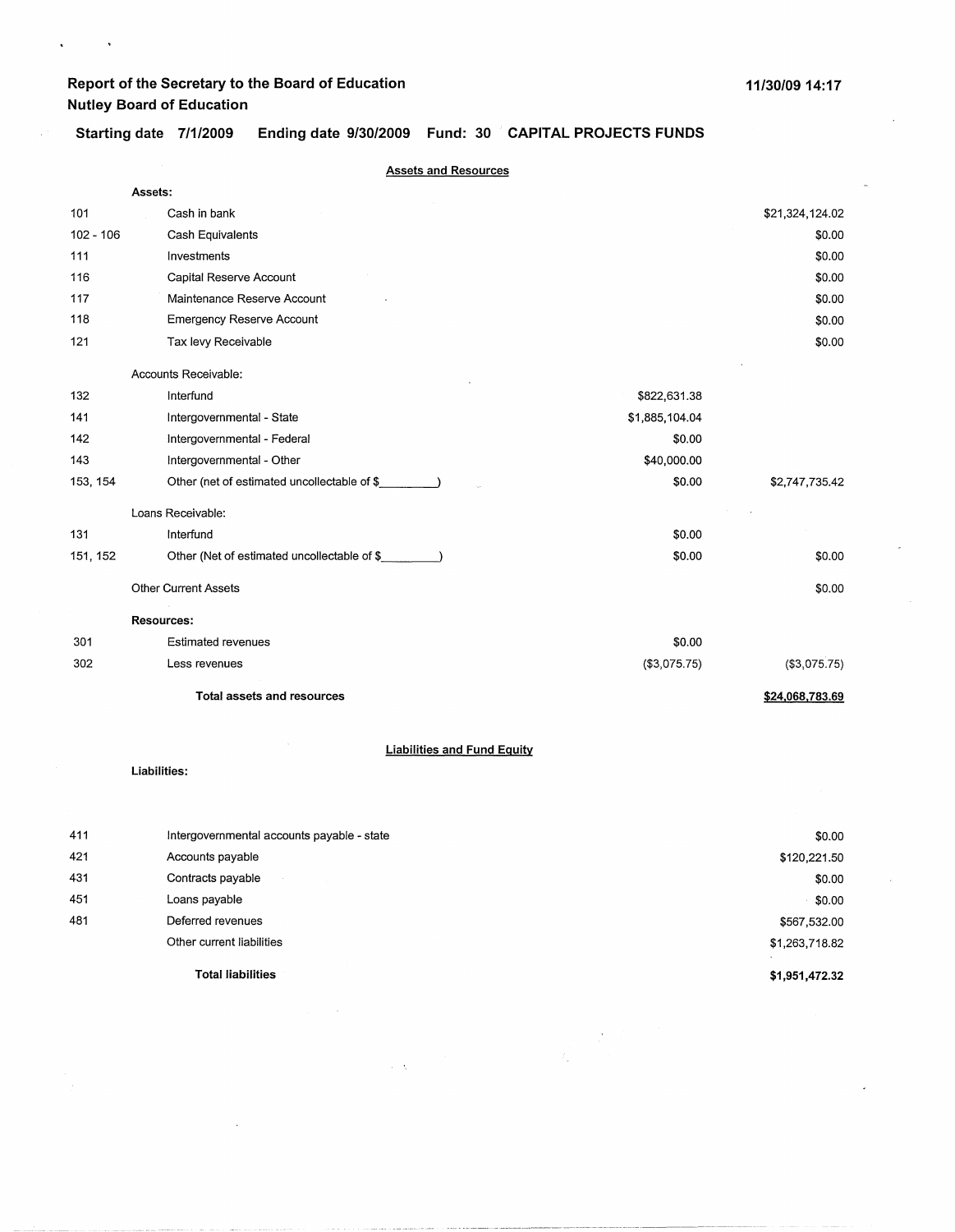**Report of the Secretary to the Board of Education**
**Nutley Board of Education**

**11/30/09 14:17**

**Starting date 7/1/2009 Ending date 9/30/2009 Fund: 30 CAPITAL PROJECTS FUNDS**

## Assets and Resources

| | | | |
|---|---|---|---|
| | **Assets:** | | |
| 101 | Cash in bank | | $21,324,124.02 |
| 102 - 106 | Cash Equivalents | | $0.00 |
| 111 | Investments | | $0.00 |
| 116 | Capital Reserve Account | | $0.00 |
| 117 | Maintenance Reserve Account | | $0.00 |
| 118 | Emergency Reserve Account | | $0.00 |
| 121 | Tax levy Receivable | | $0.00 |
| | Accounts Receivable: | | |
| 132 | Interfund | $822,631.38 | |
| 141 | Intergovernmental - State | $1,885,104.04 | |
| 142 | Intergovernmental - Federal | $0.00 | |
| 143 | Intergovernmental - Other | $40,000.00 | |
| 153, 154 | Other (net of estimated uncollectable of $_________) | $0.00 | $2,747,735.42 |
| | Loans Receivable: | | |
| 131 | Interfund | $0.00 | |
| 151, 152 | Other (Net of estimated uncollectable of $_________) | $0.00 | $0.00 |
| | Other Current Assets | | $0.00 |
| | **Resources:** | | |
| 301 | Estimated revenues | $0.00 | |
| 302 | Less revenues | ($3,075.75) | ($3,075.75) |
| | **Total assets and resources** | | **$24,068,783.69** |

## Liabilities and Fund Equity

**Liabilities:**

| | | |
|---|---|---|
| 411 | Intergovernmental accounts payable - state | $0.00 |
| 421 | Accounts payable | $120,221.50 |
| 431 | Contracts payable | $0.00 |
| 451 | Loans payable | $0.00 |
| 481 | Deferred revenues | $567,532.00 |
| | Other current liabilities | $1,263,718.82 |
| | **Total liabilities** | **$1,951,472.32** |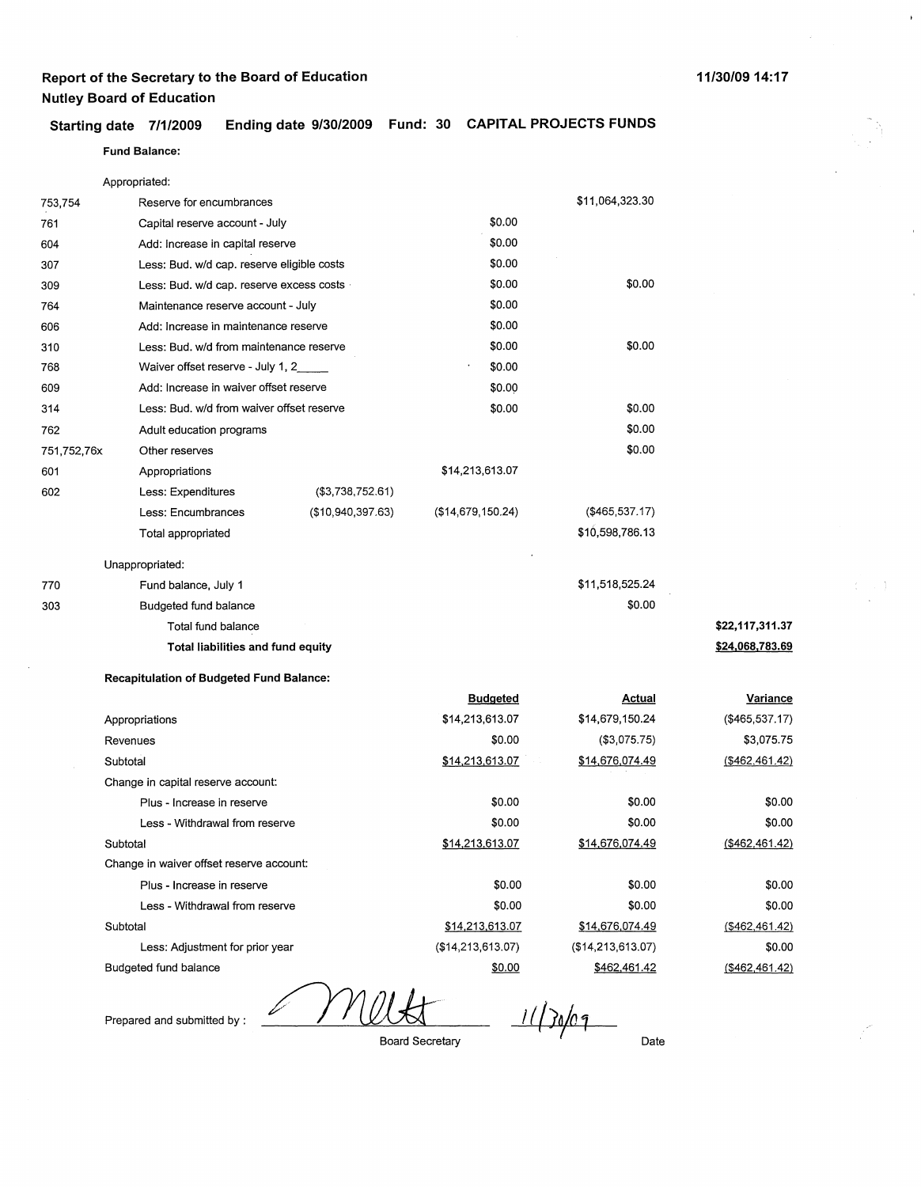**Report of the Secretary to the Board of Education**
**Nutley Board of Education**

11/30/09 14:17

**Starting date 7/1/2009 Ending date 9/30/2009 Fund: 30 CAPITAL PROJECTS FUNDS**

**Fund Balance:**

| Code | Description | | | | |
|---|---|---|---|---|---|
| | Appropriated: | | | | |
| 753,754 | Reserve for encumbrances | | | $11,064,323.30 | |
| 761 | Capital reserve account - July | | $0.00 | | |
| 604 | Add: Increase in capital reserve | | $0.00 | | |
| 307 | Less: Bud. w/d cap. reserve eligible costs | | $0.00 | | |
| 309 | Less: Bud. w/d cap. reserve excess costs | | $0.00 | $0.00 | |
| 764 | Maintenance reserve account - July | | $0.00 | | |
| 606 | Add: Increase in maintenance reserve | | $0.00 | | |
| 310 | Less: Bud. w/d from maintenance reserve | | $0.00 | $0.00 | |
| 768 | Waiver offset reserve - July 1, 2_____ | | $0.00 | | |
| 609 | Add: Increase in waiver offset reserve | | $0.00 | | |
| 314 | Less: Bud. w/d from waiver offset reserve | | $0.00 | $0.00 | |
| 762 | Adult education programs | | | $0.00 | |
| 751,752,76x | Other reserves | | | $0.00 | |
| 601 | Appropriations | | $14,213,613.07 | | |
| 602 | Less: Expenditures | ($3,738,752.61) | | | |
| | Less: Encumbrances | ($10,940,397.63) | ($14,679,150.24) | ($465,537.17) | |
| | Total appropriated | | | $10,598,786.13 | |
| | Unappropriated: | | | | |
| 770 | Fund balance, July 1 | | | $11,518,525.24 | |
| 303 | Budgeted fund balance | | | $0.00 | |
| | Total fund balance | | | | **$22,117,311.37** |
| | **Total liabilities and fund equity** | | | | **$24,068,783.69** |

**Recapitulation of Budgeted Fund Balance:**

| | Budgeted | Actual | Variance |
|---|---|---|---|
| Appropriations | $14,213,613.07 | $14,679,150.24 | ($465,537.17) |
| Revenues | $0.00 | ($3,075.75) | $3,075.75 |
| Subtotal | $14,213,613.07 | $14,676,074.49 | ($462,461.42) |
| Change in capital reserve account: | | | |
| Plus - Increase in reserve | $0.00 | $0.00 | $0.00 |
| Less - Withdrawal from reserve | $0.00 | $0.00 | $0.00 |
| Subtotal | $14,213,613.07 | $14,676,074.49 | ($462,461.42) |
| Change in waiver offset reserve account: | | | |
| Plus - Increase in reserve | $0.00 | $0.00 | $0.00 |
| Less - Withdrawal from reserve | $0.00 | $0.00 | $0.00 |
| Subtotal | $14,213,613.07 | $14,676,074.49 | ($462,461.42) |
| Less: Adjustment for prior year | ($14,213,613.07) | ($14,213,613.07) | $0.00 |
| Budgeted fund balance | $0.00 | $462,461.42 | ($462,461.42) |

Prepared and submitted by : _Mott_ 11/30/09

Board Secretary Date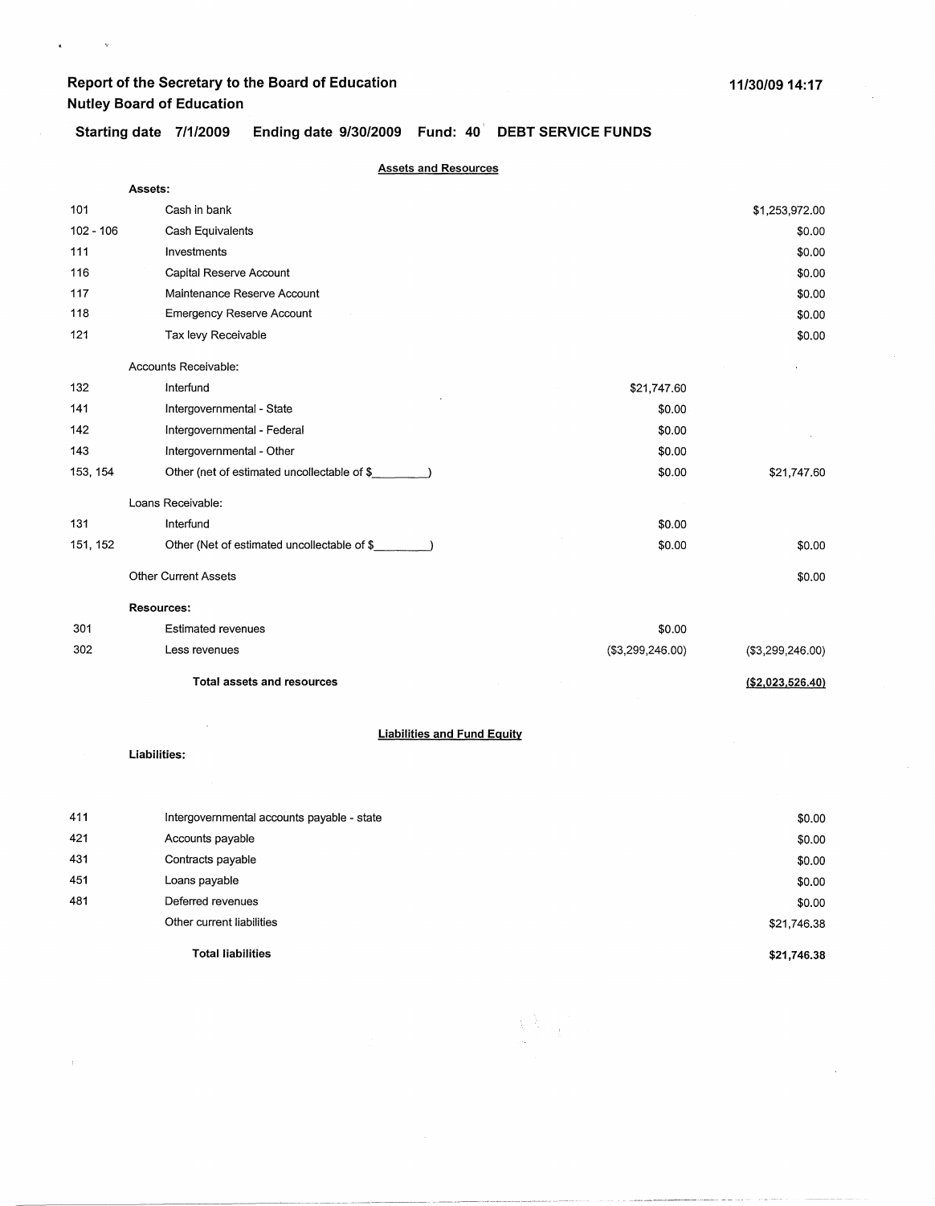**Report of the Secretary to the Board of Education**
**Nutley Board of Education**

**11/30/09 14:17**

**Starting date 7/1/2009 Ending date 9/30/2009 Fund: 40 DEBT SERVICE FUNDS**

**Assets and Resources**

| | | | |
|---|---|---|---|
| | **Assets:** | | |
| 101 | Cash in bank | | $1,253,972.00 |
| 102 - 106 | Cash Equivalents | | $0.00 |
| 111 | Investments | | $0.00 |
| 116 | Capital Reserve Account | | $0.00 |
| 117 | Maintenance Reserve Account | | $0.00 |
| 118 | Emergency Reserve Account | | $0.00 |
| 121 | Tax levy Receivable | | $0.00 |
| | Accounts Receivable: | | |
| 132 | Interfund | $21,747.60 | |
| 141 | Intergovernmental - State | $0.00 | |
| 142 | Intergovernmental - Federal | $0.00 | |
| 143 | Intergovernmental - Other | $0.00 | |
| 153, 154 | Other (net of estimated uncollectable of $________) | $0.00 | $21,747.60 |
| | Loans Receivable: | | |
| 131 | Interfund | $0.00 | |
| 151, 152 | Other (Net of estimated uncollectable of $________) | $0.00 | $0.00 |
| | Other Current Assets | | $0.00 |
| | **Resources:** | | |
| 301 | Estimated revenues | $0.00 | |
| 302 | Less revenues | ($3,299,246.00) | ($3,299,246.00) |
| | **Total assets and resources** | | **($2,023,526.40)** |

**Liabilities and Fund Equity**

| | | |
|---|---|---|
| | **Liabilities:** | |
| 411 | Intergovernmental accounts payable - state | $0.00 |
| 421 | Accounts payable | $0.00 |
| 431 | Contracts payable | $0.00 |
| 451 | Loans payable | $0.00 |
| 481 | Deferred revenues | $0.00 |
| | Other current liabilities | $21,746.38 |
| | **Total liabilities** | **$21,746.38** |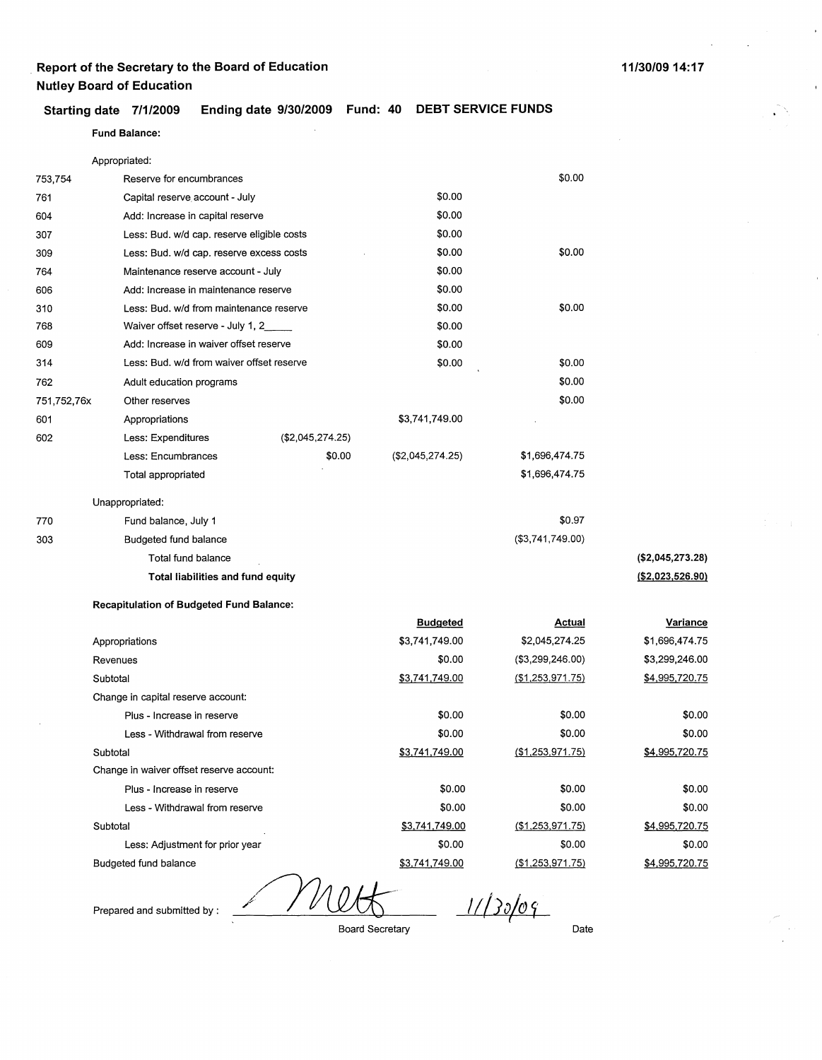**Report of the Secretary to the Board of Education**
**Nutley Board of Education**

11/30/09 14:17

**Starting date 7/1/2009 Ending date 9/30/2009 Fund: 40 DEBT SERVICE FUNDS**

**Fund Balance:**

| | | | | | |
|---|---|---|---|---|---|
| | Appropriated: | | | | |
| 753,754 | Reserve for encumbrances | | | $0.00 | |
| 761 | Capital reserve account - July | | $0.00 | | |
| 604 | Add: Increase in capital reserve | | $0.00 | | |
| 307 | Less: Bud. w/d cap. reserve eligible costs | | $0.00 | | |
| 309 | Less: Bud. w/d cap. reserve excess costs | | $0.00 | $0.00 | |
| 764 | Maintenance reserve account - July | | $0.00 | | |
| 606 | Add: Increase in maintenance reserve | | $0.00 | | |
| 310 | Less: Bud. w/d from maintenance reserve | | $0.00 | $0.00 | |
| 768 | Waiver offset reserve - July 1, 2_____ | | $0.00 | | |
| 609 | Add: Increase in waiver offset reserve | | $0.00 | | |
| 314 | Less: Bud. w/d from waiver offset reserve | | $0.00 | $0.00 | |
| 762 | Adult education programs | | | $0.00 | |
| 751,752,76x | Other reserves | | | $0.00 | |
| 601 | Appropriations | | $3,741,749.00 | | |
| 602 | Less: Expenditures | ($2,045,274.25) | | | |
| | Less: Encumbrances | $0.00 | ($2,045,274.25) | $1,696,474.75 | |
| | Total appropriated | | | $1,696,474.75 | |
| | Unappropriated: | | | | |
| 770 | Fund balance, July 1 | | | $0.97 | |
| 303 | Budgeted fund balance | | | ($3,741,749.00) | |
| | Total fund balance | | | | ($2,045,273.28) |
| | **Total liabilities and fund equity** | | | | ($2,023,526.90) |

**Recapitulation of Budgeted Fund Balance:**

| | Budgeted | Actual | Variance |
|---|---|---|---|
| Appropriations | $3,741,749.00 | $2,045,274.25 | $1,696,474.75 |
| Revenues | $0.00 | ($3,299,246.00) | $3,299,246.00 |
| Subtotal | $3,741,749.00 | ($1,253,971.75) | $4,995,720.75 |
| Change in capital reserve account: | | | |
| Plus - Increase in reserve | $0.00 | $0.00 | $0.00 |
| Less - Withdrawal from reserve | $0.00 | $0.00 | $0.00 |
| Subtotal | $3,741,749.00 | ($1,253,971.75) | $4,995,720.75 |
| Change in waiver offset reserve account: | | | |
| Plus - Increase in reserve | $0.00 | $0.00 | $0.00 |
| Less - Withdrawal from reserve | $0.00 | $0.00 | $0.00 |
| Subtotal | $3,741,749.00 | ($1,253,971.75) | $4,995,720.75 |
| Less: Adjustment for prior year | $0.00 | $0.00 | $0.00 |
| Budgeted fund balance | $3,741,749.00 | ($1,253,971.75) | $4,995,720.75 |

Prepared and submitted by : Mett 11/30/09

Board Secretary Date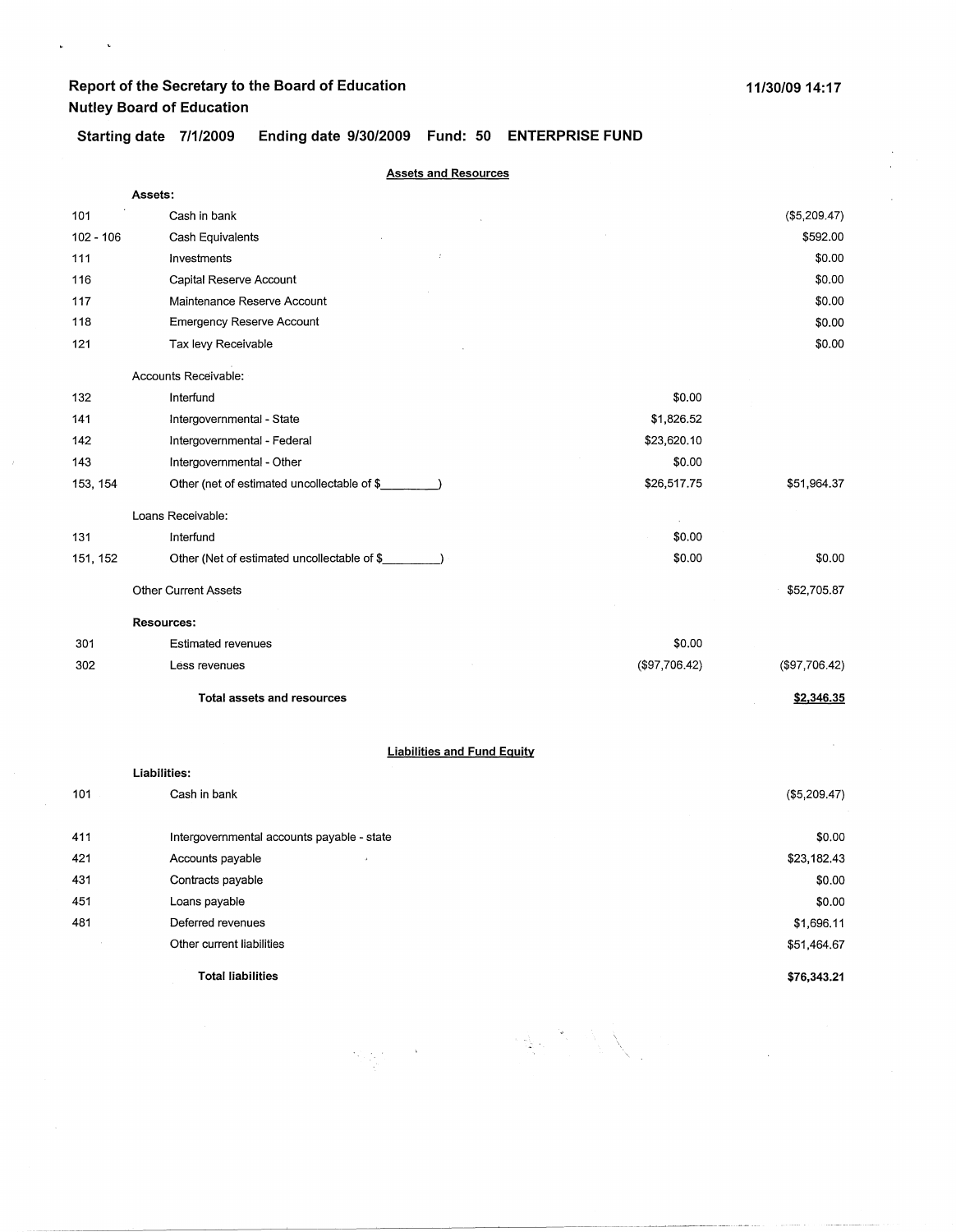# Report of the Secretary to the Board of Education
## Nutley Board of Education

11/30/09 14:17

**Starting date 7/1/2009 Ending date 9/30/2009 Fund: 50 ENTERPRISE FUND**

### Assets and Resources

| Code | Description | | Amount |
|---|---|---|---|
| | **Assets:** | | |
| 101 | Cash in bank | | ($5,209.47) |
| 102 - 106 | Cash Equivalents | | $592.00 |
| 111 | Investments | | $0.00 |
| 116 | Capital Reserve Account | | $0.00 |
| 117 | Maintenance Reserve Account | | $0.00 |
| 118 | Emergency Reserve Account | | $0.00 |
| 121 | Tax levy Receivable | | $0.00 |
| | Accounts Receivable: | | |
| 132 | Interfund | $0.00 | |
| 141 | Intergovernmental - State | $1,826.52 | |
| 142 | Intergovernmental - Federal | $23,620.10 | |
| 143 | Intergovernmental - Other | $0.00 | |
| 153, 154 | Other (net of estimated uncollectable of $\_\_\_\_\_\_\_\_\_) | $26,517.75 | $51,964.37 |
| | Loans Receivable: | | |
| 131 | Interfund | $0.00 | |
| 151, 152 | Other (Net of estimated uncollectable of $\_\_\_\_\_\_\_\_\_) | $0.00 | $0.00 |
| | Other Current Assets | | $52,705.87 |
| | **Resources:** | | |
| 301 | Estimated revenues | $0.00 | |
| 302 | Less revenues | ($97,706.42) | ($97,706.42) |
| | **Total assets and resources** | | **$2,346.35** |

### Liabilities and Fund Equity

| Code | Description | Amount |
|---|---|---|
| | **Liabilities:** | |
| 101 | Cash in bank | ($5,209.47) |
| 411 | Intergovernmental accounts payable - state | $0.00 |
| 421 | Accounts payable | $23,182.43 |
| 431 | Contracts payable | $0.00 |
| 451 | Loans payable | $0.00 |
| 481 | Deferred revenues | $1,696.11 |
| | Other current liabilities | $51,464.67 |
| | **Total liabilities** | **$76,343.21** |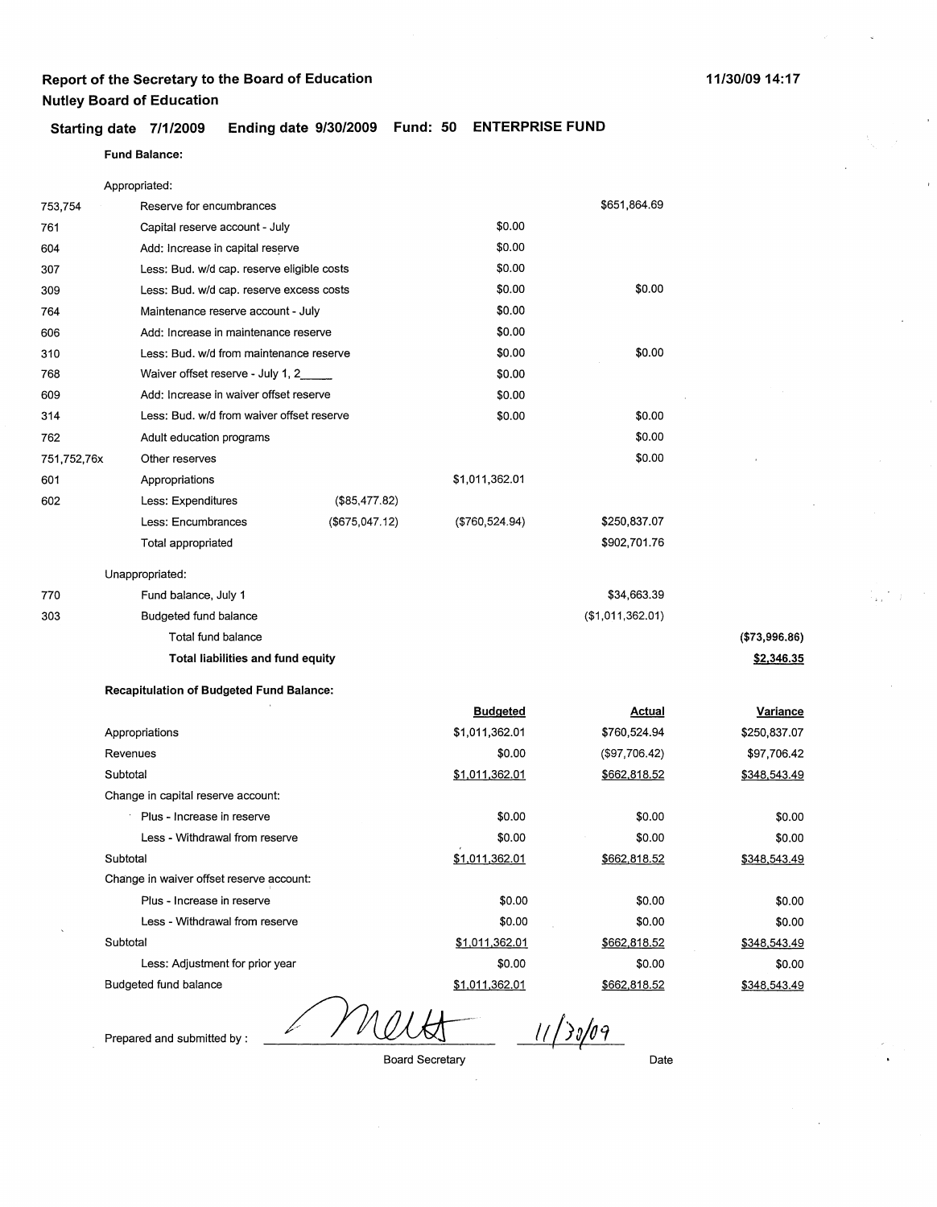**Report of the Secretary to the Board of Education**
**Nutley Board of Education**

11/30/09 14:17

**Starting date 7/1/2009 Ending date 9/30/2009 Fund: 50 ENTERPRISE FUND**

**Fund Balance:**

| | | | | | |
|---|---|---|---|---|---|
| | Appropriated: | | | | |
| 753,754 | Reserve for encumbrances | | | $651,864.69 | |
| 761 | Capital reserve account - July | | $0.00 | | |
| 604 | Add: Increase in capital reserve | | $0.00 | | |
| 307 | Less: Bud. w/d cap. reserve eligible costs | | $0.00 | | |
| 309 | Less: Bud. w/d cap. reserve excess costs | | $0.00 | $0.00 | |
| 764 | Maintenance reserve account - July | | $0.00 | | |
| 606 | Add: Increase in maintenance reserve | | $0.00 | | |
| 310 | Less: Bud. w/d from maintenance reserve | | $0.00 | $0.00 | |
| 768 | Waiver offset reserve - July 1, 2_____ | | $0.00 | | |
| 609 | Add: Increase in waiver offset reserve | | $0.00 | | |
| 314 | Less: Bud. w/d from waiver offset reserve | | $0.00 | $0.00 | |
| 762 | Adult education programs | | | $0.00 | |
| 751,752,76x | Other reserves | | | $0.00 | |
| 601 | Appropriations | | $1,011,362.01 | | |
| 602 | Less: Expenditures | ($85,477.82) | | | |
| | Less: Encumbrances | ($675,047.12) | ($760,524.94) | $250,837.07 | |
| | Total appropriated | | | $902,701.76 | |
| | Unappropriated: | | | | |
| 770 | Fund balance, July 1 | | | $34,663.39 | |
| 303 | Budgeted fund balance | | | ($1,011,362.01) | |
| | Total fund balance | | | | ($73,996.86) |
| | **Total liabilities and fund equity** | | | | **$2,346.35** |

**Recapitulation of Budgeted Fund Balance:**

| | Budgeted | Actual | Variance |
|---|---|---|---|
| Appropriations | $1,011,362.01 | $760,524.94 | $250,837.07 |
| Revenues | $0.00 | ($97,706.42) | $97,706.42 |
| Subtotal | $1,011,362.01 | $662,818.52 | $348,543.49 |
| Change in capital reserve account: | | | |
| Plus - Increase in reserve | $0.00 | $0.00 | $0.00 |
| Less - Withdrawal from reserve | $0.00 | $0.00 | $0.00 |
| Subtotal | $1,011,362.01 | $662,818.52 | $348,543.49 |
| Change in waiver offset reserve account: | | | |
| Plus - Increase in reserve | $0.00 | $0.00 | $0.00 |
| Less - Withdrawal from reserve | $0.00 | $0.00 | $0.00 |
| Subtotal | $1,011,362.01 | $662,818.52 | $348,543.49 |
| Less: Adjustment for prior year | $0.00 | $0.00 | $0.00 |
| Budgeted fund balance | $1,011,362.01 | $662,818.52 | $348,543.49 |

Prepared and submitted by : *[signature]* 11/30/09

Board Secretary — Date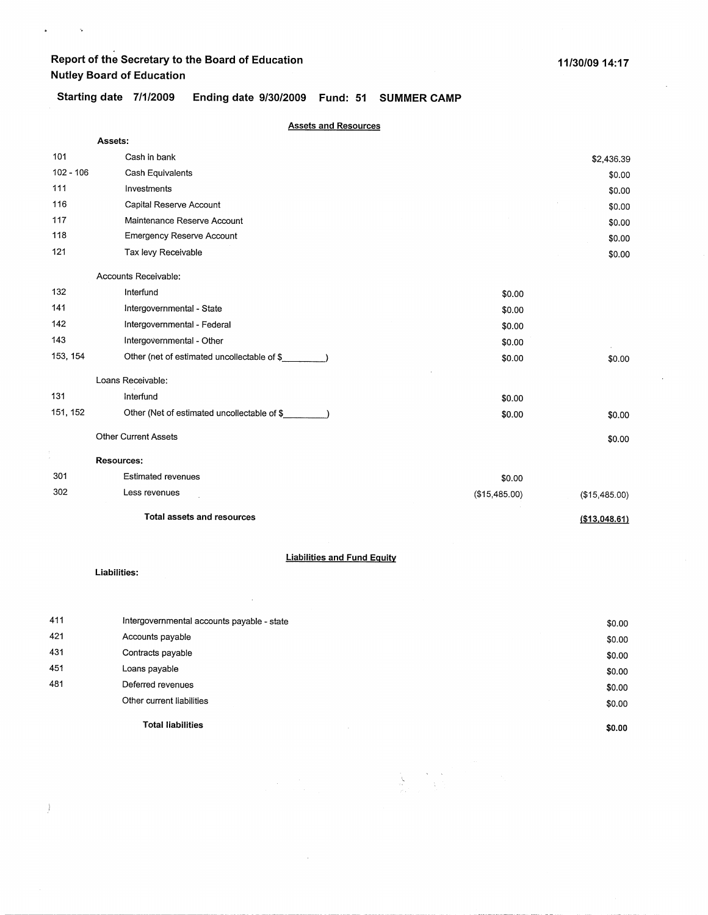**Report of the Secretary to the Board of Education**
**Nutley Board of Education**

11/30/09 14:17

**Starting date 7/1/2009 Ending date 9/30/2009 Fund: 51 SUMMER CAMP**

## Assets and Resources

| | | | |
|---|---|---|---|
| | **Assets:** | | |
| 101 | Cash in bank | | $2,436.39 |
| 102 - 106 | Cash Equivalents | | $0.00 |
| 111 | Investments | | $0.00 |
| 116 | Capital Reserve Account | | $0.00 |
| 117 | Maintenance Reserve Account | | $0.00 |
| 118 | Emergency Reserve Account | | $0.00 |
| 121 | Tax levy Receivable | | $0.00 |
| | Accounts Receivable: | | |
| 132 | Interfund | $0.00 | |
| 141 | Intergovernmental - State | $0.00 | |
| 142 | Intergovernmental - Federal | $0.00 | |
| 143 | Intergovernmental - Other | $0.00 | |
| 153, 154 | Other (net of estimated uncollectable of $________) | $0.00 | $0.00 |
| | Loans Receivable: | | |
| 131 | Interfund | $0.00 | |
| 151, 152 | Other (Net of estimated uncollectable of $________) | $0.00 | $0.00 |
| | Other Current Assets | | $0.00 |
| | **Resources:** | | |
| 301 | Estimated revenues | $0.00 | |
| 302 | Less revenues | ($15,485.00) | ($15,485.00) |
| | **Total assets and resources** | | **($13,048.61)** |

## Liabilities and Fund Equity

**Liabilities:**

| | | |
|---|---|---|
| 411 | Intergovernmental accounts payable - state | $0.00 |
| 421 | Accounts payable | $0.00 |
| 431 | Contracts payable | $0.00 |
| 451 | Loans payable | $0.00 |
| 481 | Deferred revenues | $0.00 |
| | Other current liabilities | $0.00 |
| | **Total liabilities** | **$0.00** |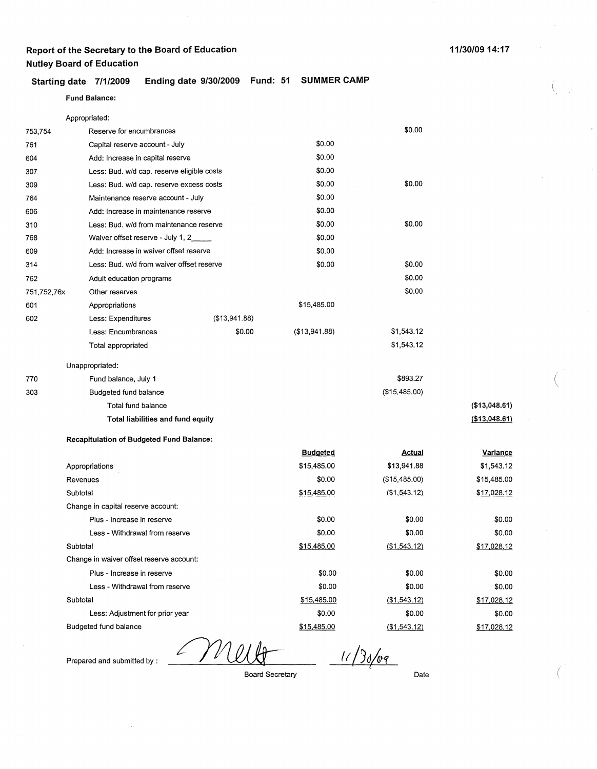## Report of the Secretary to the Board of Education
## Nutley Board of Education

11/30/09 14:17

**Starting date 7/1/2009 Ending date 9/30/2009 Fund: 51 SUMMER CAMP**

**Fund Balance:**

| Code | Description | | | | |
|---|---|---|---|---|---|
| | Appropriated: | | | | |
| 753,754 | Reserve for encumbrances | | | $0.00 | |
| 761 | Capital reserve account - July | | $0.00 | | |
| 604 | Add: Increase in capital reserve | | $0.00 | | |
| 307 | Less: Bud. w/d cap. reserve eligible costs | | $0.00 | | |
| 309 | Less: Bud. w/d cap. reserve excess costs | | $0.00 | $0.00 | |
| 764 | Maintenance reserve account - July | | $0.00 | | |
| 606 | Add: Increase in maintenance reserve | | $0.00 | | |
| 310 | Less: Bud. w/d from maintenance reserve | | $0.00 | $0.00 | |
| 768 | Waiver offset reserve - July 1, 2_____ | | $0.00 | | |
| 609 | Add: Increase in waiver offset reserve | | $0.00 | | |
| 314 | Less: Bud. w/d from waiver offset reserve | | $0.00 | $0.00 | |
| 762 | Adult education programs | | | $0.00 | |
| 751,752,76x | Other reserves | | | $0.00 | |
| 601 | Appropriations | | $15,485.00 | | |
| 602 | Less: Expenditures | ($13,941.88) | | | |
| | Less: Encumbrances | $0.00 | ($13,941.88) | $1,543.12 | |
| | Total appropriated | | | $1,543.12 | |
| | Unappropriated: | | | | |
| 770 | Fund balance, July 1 | | | $893.27 | |
| 303 | Budgeted fund balance | | | ($15,485.00) | |
| | Total fund balance | | | | ($13,048.61) |
| | **Total liabilities and fund equity** | | | | ($13,048.61) |

**Recapitulation of Budgeted Fund Balance:**

| | Budgeted | Actual | Variance |
|---|---|---|---|
| Appropriations | $15,485.00 | $13,941.88 | $1,543.12 |
| Revenues | $0.00 | ($15,485.00) | $15,485.00 |
| Subtotal | $15,485.00 | ($1,543.12) | $17,028.12 |
| Change in capital reserve account: | | | |
| Plus - Increase in reserve | $0.00 | $0.00 | $0.00 |
| Less - Withdrawal from reserve | $0.00 | $0.00 | $0.00 |
| Subtotal | $15,485.00 | ($1,543.12) | $17,028.12 |
| Change in waiver offset reserve account: | | | |
| Plus - Increase in reserve | $0.00 | $0.00 | $0.00 |
| Less - Withdrawal from reserve | $0.00 | $0.00 | $0.00 |
| Subtotal | $15,485.00 | ($1,543.12) | $17,028.12 |
| Less: Adjustment for prior year | $0.00 | $0.00 | $0.00 |
| Budgeted fund balance | $15,485.00 | ($1,543.12) | $17,028.12 |

Prepared and submitted by : ________________ Board Secretary    11/30/09 Date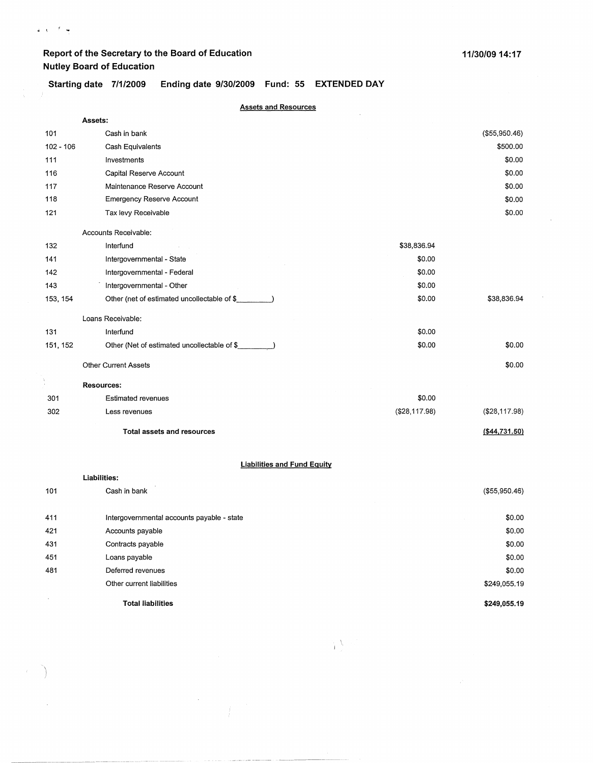# Report of the Secretary to the Board of Education
## Nutley Board of Education

11/30/09 14:17

**Starting date 7/1/2009 Ending date 9/30/2009 Fund: 55 EXTENDED DAY**

### Assets and Resources

| Code | Description | | |
|---|---|---|---|
| | **Assets:** | | |
| 101 | Cash in bank | | ($55,950.46) |
| 102 - 106 | Cash Equivalents | | $500.00 |
| 111 | Investments | | $0.00 |
| 116 | Capital Reserve Account | | $0.00 |
| 117 | Maintenance Reserve Account | | $0.00 |
| 118 | Emergency Reserve Account | | $0.00 |
| 121 | Tax levy Receivable | | $0.00 |
| | Accounts Receivable: | | |
| 132 | Interfund | $38,836.94 | |
| 141 | Intergovernmental - State | $0.00 | |
| 142 | Intergovernmental - Federal | $0.00 | |
| 143 | Intergovernmental - Other | $0.00 | |
| 153, 154 | Other (net of estimated uncollectable of $\_\_\_\_\_\_\_\_\_) | $0.00 | $38,836.94 |
| | Loans Receivable: | | |
| 131 | Interfund | $0.00 | |
| 151, 152 | Other (Net of estimated uncollectable of $\_\_\_\_\_\_\_\_\_) | $0.00 | $0.00 |
| | Other Current Assets | | $0.00 |
| | **Resources:** | | |
| 301 | Estimated revenues | $0.00 | |
| 302 | Less revenues | ($28,117.98) | ($28,117.98) |
| | **Total assets and resources** | | **($44,731.50)** |

### Liabilities and Fund Equity

| Code | Description | |
|---|---|---|
| | **Liabilities:** | |
| 101 | Cash in bank | ($55,950.46) |
| 411 | Intergovernmental accounts payable - state | $0.00 |
| 421 | Accounts payable | $0.00 |
| 431 | Contracts payable | $0.00 |
| 451 | Loans payable | $0.00 |
| 481 | Deferred revenues | $0.00 |
| | Other current liabilities | $249,055.19 |
| | **Total liabilities** | **$249,055.19** |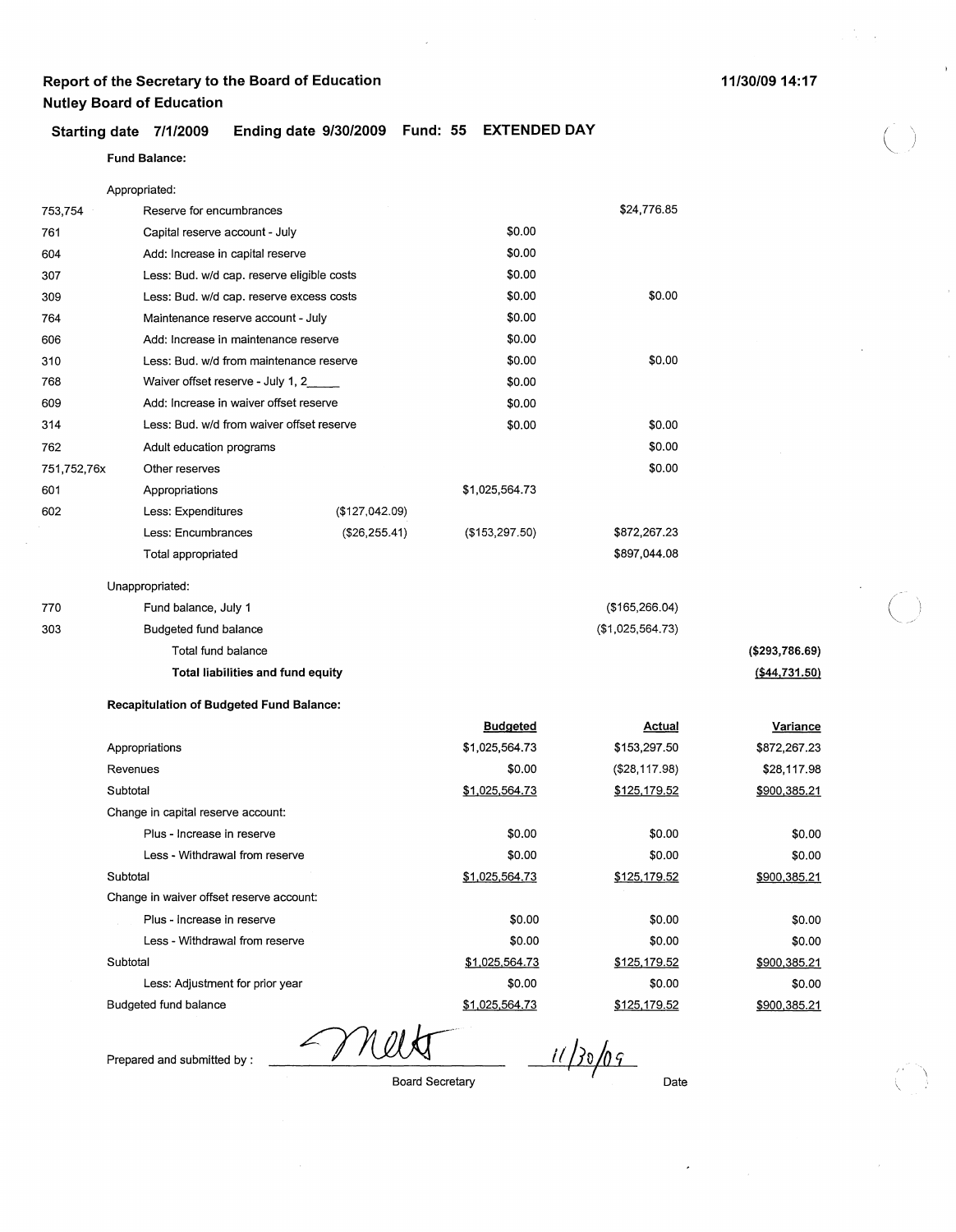**Report of the Secretary to the Board of Education**
**Nutley Board of Education**

11/30/09 14:17

**Starting date 7/1/2009 Ending date 9/30/2009 Fund: 55 EXTENDED DAY**

**Fund Balance:**

| | | | | | |
|---|---|---|---|---|---|
| | Appropriated: | | | | |
| 753,754 | Reserve for encumbrances | | | $24,776.85 | |
| 761 | Capital reserve account - July | | $0.00 | | |
| 604 | Add: Increase in capital reserve | | $0.00 | | |
| 307 | Less: Bud. w/d cap. reserve eligible costs | | $0.00 | | |
| 309 | Less: Bud. w/d cap. reserve excess costs | | $0.00 | $0.00 | |
| 764 | Maintenance reserve account - July | | $0.00 | | |
| 606 | Add: Increase in maintenance reserve | | $0.00 | | |
| 310 | Less: Bud. w/d from maintenance reserve | | $0.00 | $0.00 | |
| 768 | Waiver offset reserve - July 1, 2_____ | | $0.00 | | |
| 609 | Add: Increase in waiver offset reserve | | $0.00 | | |
| 314 | Less: Bud. w/d from waiver offset reserve | | $0.00 | $0.00 | |
| 762 | Adult education programs | | | $0.00 | |
| 751,752,76x | Other reserves | | | $0.00 | |
| 601 | Appropriations | | $1,025,564.73 | | |
| 602 | Less: Expenditures | ($127,042.09) | | | |
| | Less: Encumbrances | ($26,255.41) | ($153,297.50) | $872,267.23 | |
| | Total appropriated | | | $897,044.08 | |
| | Unappropriated: | | | | |
| 770 | Fund balance, July 1 | | | ($165,266.04) | |
| 303 | Budgeted fund balance | | | ($1,025,564.73) | |
| | Total fund balance | | | | ($293,786.69) |
| | **Total liabilities and fund equity** | | | | ($44,731.50) |

**Recapitulation of Budgeted Fund Balance:**

| | Budgeted | Actual | Variance |
|---|---|---|---|
| Appropriations | $1,025,564.73 | $153,297.50 | $872,267.23 |
| Revenues | $0.00 | ($28,117.98) | $28,117.98 |
| Subtotal | $1,025,564.73 | $125,179.52 | $900,385.21 |
| Change in capital reserve account: | | | |
| Plus - Increase in reserve | $0.00 | $0.00 | $0.00 |
| Less - Withdrawal from reserve | $0.00 | $0.00 | $0.00 |
| Subtotal | $1,025,564.73 | $125,179.52 | $900,385.21 |
| Change in waiver offset reserve account: | | | |
| Plus - Increase in reserve | $0.00 | $0.00 | $0.00 |
| Less - Withdrawal from reserve | $0.00 | $0.00 | $0.00 |
| Subtotal | $1,025,564.73 | $125,179.52 | $900,385.21 |
| Less: Adjustment for prior year | $0.00 | $0.00 | $0.00 |
| Budgeted fund balance | $1,025,564.73 | $125,179.52 | $900,385.21 |

Prepared and submitted by : *[signature]* Board Secretary   11/30/09 Date